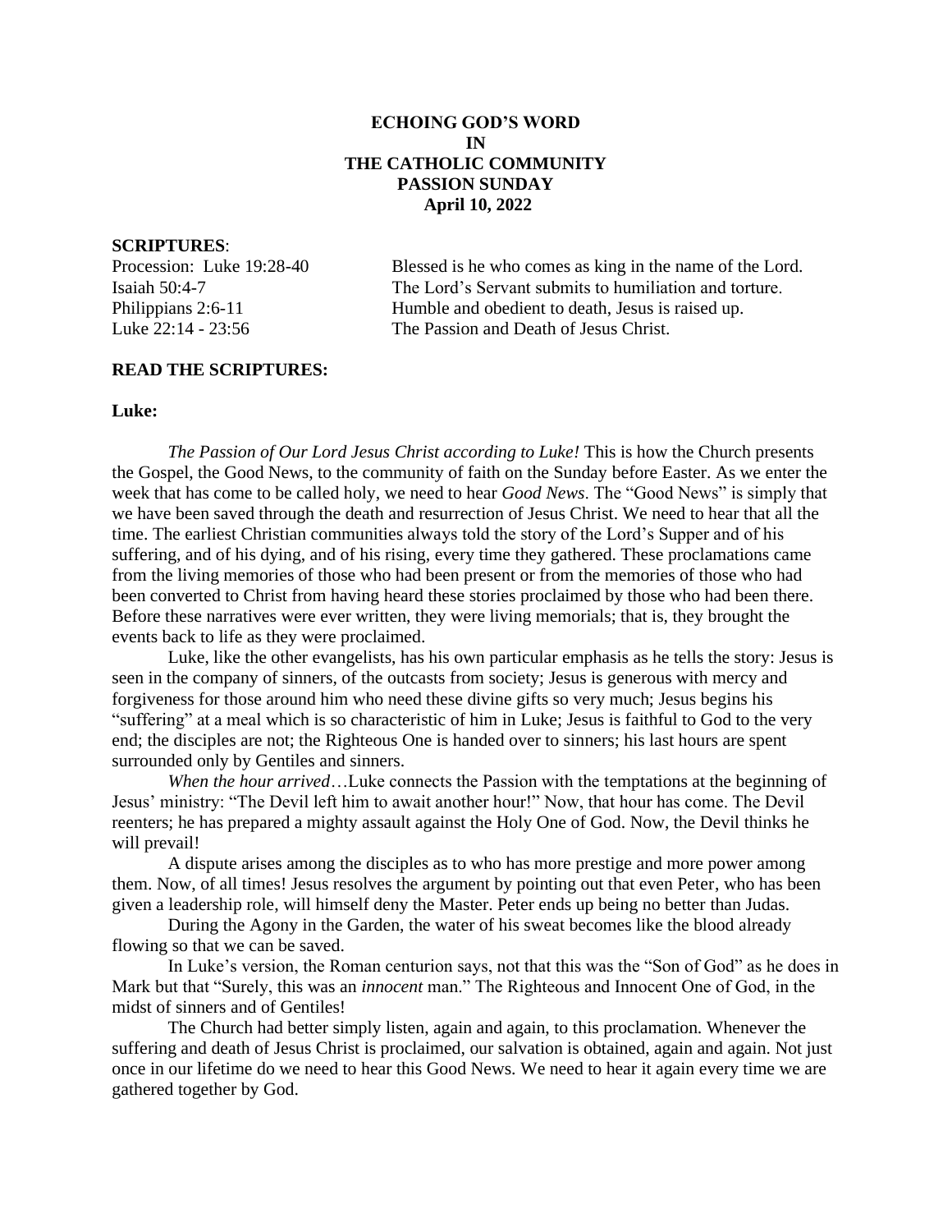# ECHOING GOD'S WORD IN THE CATHOLIC COMMUNITY PASSION SUNDAY April 10, 2022

**SCRIPTURES**:

| | |
|---|---|
| Procession: Luke 19:28-40 | Blessed is he who comes as king in the name of the Lord. |
| Isaiah 50:4-7 | The Lord's Servant submits to humiliation and torture. |
| Philippians 2:6-11 | Humble and obedient to death, Jesus is raised up. |
| Luke 22:14 - 23:56 | The Passion and Death of Jesus Christ. |

**READ THE SCRIPTURES:**

**Luke:**

*The Passion of Our Lord Jesus Christ according to Luke!* This is how the Church presents the Gospel, the Good News, to the community of faith on the Sunday before Easter. As we enter the week that has come to be called holy, we need to hear *Good News*. The "Good News" is simply that we have been saved through the death and resurrection of Jesus Christ. We need to hear that all the time. The earliest Christian communities always told the story of the Lord's Supper and of his suffering, and of his dying, and of his rising, every time they gathered. These proclamations came from the living memories of those who had been present or from the memories of those who had been converted to Christ from having heard these stories proclaimed by those who had been there. Before these narratives were ever written, they were living memorials; that is, they brought the events back to life as they were proclaimed.

Luke, like the other evangelists, has his own particular emphasis as he tells the story: Jesus is seen in the company of sinners, of the outcasts from society; Jesus is generous with mercy and forgiveness for those around him who need these divine gifts so very much; Jesus begins his "suffering" at a meal which is so characteristic of him in Luke; Jesus is faithful to God to the very end; the disciples are not; the Righteous One is handed over to sinners; his last hours are spent surrounded only by Gentiles and sinners.

*When the hour arrived*…Luke connects the Passion with the temptations at the beginning of Jesus' ministry: "The Devil left him to await another hour!" Now, that hour has come. The Devil reenters; he has prepared a mighty assault against the Holy One of God. Now, the Devil thinks he will prevail!

A dispute arises among the disciples as to who has more prestige and more power among them. Now, of all times! Jesus resolves the argument by pointing out that even Peter, who has been given a leadership role, will himself deny the Master. Peter ends up being no better than Judas.

During the Agony in the Garden, the water of his sweat becomes like the blood already flowing so that we can be saved.

In Luke's version, the Roman centurion says, not that this was the "Son of God" as he does in Mark but that "Surely, this was an *innocent* man." The Righteous and Innocent One of God, in the midst of sinners and of Gentiles!

The Church had better simply listen, again and again, to this proclamation. Whenever the suffering and death of Jesus Christ is proclaimed, our salvation is obtained, again and again. Not just once in our lifetime do we need to hear this Good News. We need to hear it again every time we are gathered together by God.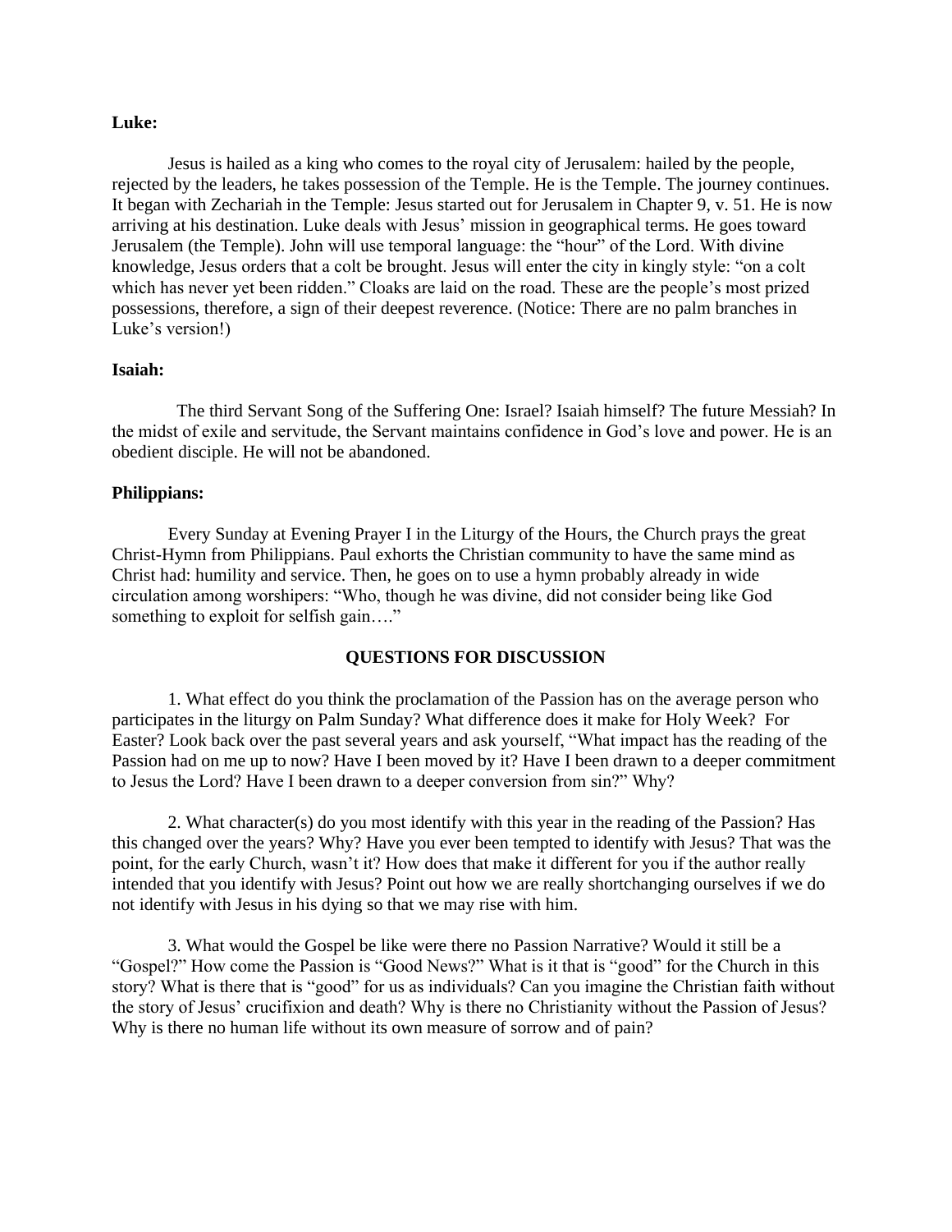**Luke:**

Jesus is hailed as a king who comes to the royal city of Jerusalem: hailed by the people, rejected by the leaders, he takes possession of the Temple. He is the Temple. The journey continues. It began with Zechariah in the Temple: Jesus started out for Jerusalem in Chapter 9, v. 51. He is now arriving at his destination. Luke deals with Jesus' mission in geographical terms. He goes toward Jerusalem (the Temple). John will use temporal language: the "hour" of the Lord. With divine knowledge, Jesus orders that a colt be brought. Jesus will enter the city in kingly style: "on a colt which has never yet been ridden." Cloaks are laid on the road. These are the people's most prized possessions, therefore, a sign of their deepest reverence. (Notice: There are no palm branches in Luke's version!)

**Isaiah:**

The third Servant Song of the Suffering One: Israel? Isaiah himself? The future Messiah? In the midst of exile and servitude, the Servant maintains confidence in God's love and power. He is an obedient disciple. He will not be abandoned.

**Philippians:**

Every Sunday at Evening Prayer I in the Liturgy of the Hours, the Church prays the great Christ-Hymn from Philippians. Paul exhorts the Christian community to have the same mind as Christ had: humility and service. Then, he goes on to use a hymn probably already in wide circulation among worshipers: "Who, though he was divine, did not consider being like God something to exploit for selfish gain…."

## QUESTIONS FOR DISCUSSION

1. What effect do you think the proclamation of the Passion has on the average person who participates in the liturgy on Palm Sunday? What difference does it make for Holy Week? For Easter? Look back over the past several years and ask yourself, "What impact has the reading of the Passion had on me up to now? Have I been moved by it? Have I been drawn to a deeper commitment to Jesus the Lord? Have I been drawn to a deeper conversion from sin?" Why?

2. What character(s) do you most identify with this year in the reading of the Passion? Has this changed over the years? Why? Have you ever been tempted to identify with Jesus? That was the point, for the early Church, wasn't it? How does that make it different for you if the author really intended that you identify with Jesus? Point out how we are really shortchanging ourselves if we do not identify with Jesus in his dying so that we may rise with him.

3. What would the Gospel be like were there no Passion Narrative? Would it still be a "Gospel?" How come the Passion is "Good News?" What is it that is "good" for the Church in this story? What is there that is "good" for us as individuals? Can you imagine the Christian faith without the story of Jesus' crucifixion and death? Why is there no Christianity without the Passion of Jesus? Why is there no human life without its own measure of sorrow and of pain?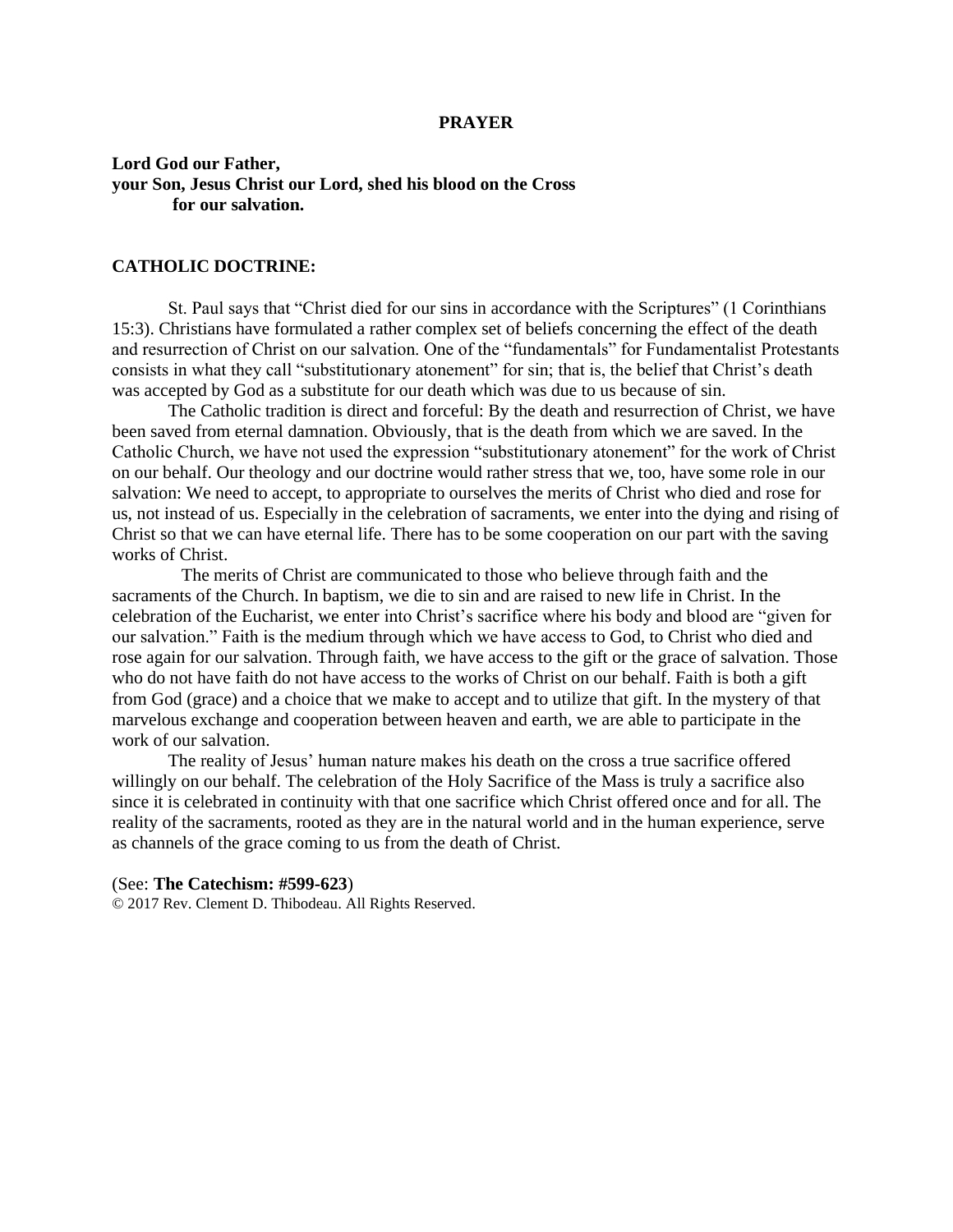## PRAYER

**Lord God our Father,**
**your Son, Jesus Christ our Lord, shed his blood on the Cross**
**for our salvation.**

### CATHOLIC DOCTRINE:

St. Paul says that "Christ died for our sins in accordance with the Scriptures" (1 Corinthians 15:3). Christians have formulated a rather complex set of beliefs concerning the effect of the death and resurrection of Christ on our salvation. One of the "fundamentals" for Fundamentalist Protestants consists in what they call "substitutionary atonement" for sin; that is, the belief that Christ's death was accepted by God as a substitute for our death which was due to us because of sin.

The Catholic tradition is direct and forceful: By the death and resurrection of Christ, we have been saved from eternal damnation. Obviously, that is the death from which we are saved. In the Catholic Church, we have not used the expression "substitutionary atonement" for the work of Christ on our behalf. Our theology and our doctrine would rather stress that we, too, have some role in our salvation: We need to accept, to appropriate to ourselves the merits of Christ who died and rose for us, not instead of us. Especially in the celebration of sacraments, we enter into the dying and rising of Christ so that we can have eternal life. There has to be some cooperation on our part with the saving works of Christ.

The merits of Christ are communicated to those who believe through faith and the sacraments of the Church. In baptism, we die to sin and are raised to new life in Christ. In the celebration of the Eucharist, we enter into Christ's sacrifice where his body and blood are "given for our salvation." Faith is the medium through which we have access to God, to Christ who died and rose again for our salvation. Through faith, we have access to the gift or the grace of salvation. Those who do not have faith do not have access to the works of Christ on our behalf. Faith is both a gift from God (grace) and a choice that we make to accept and to utilize that gift. In the mystery of that marvelous exchange and cooperation between heaven and earth, we are able to participate in the work of our salvation.

The reality of Jesus' human nature makes his death on the cross a true sacrifice offered willingly on our behalf. The celebration of the Holy Sacrifice of the Mass is truly a sacrifice also since it is celebrated in continuity with that one sacrifice which Christ offered once and for all. The reality of the sacraments, rooted as they are in the natural world and in the human experience, serve as channels of the grace coming to us from the death of Christ.

(See: **The Catechism: #599-623**)

© 2017 Rev. Clement D. Thibodeau. All Rights Reserved.